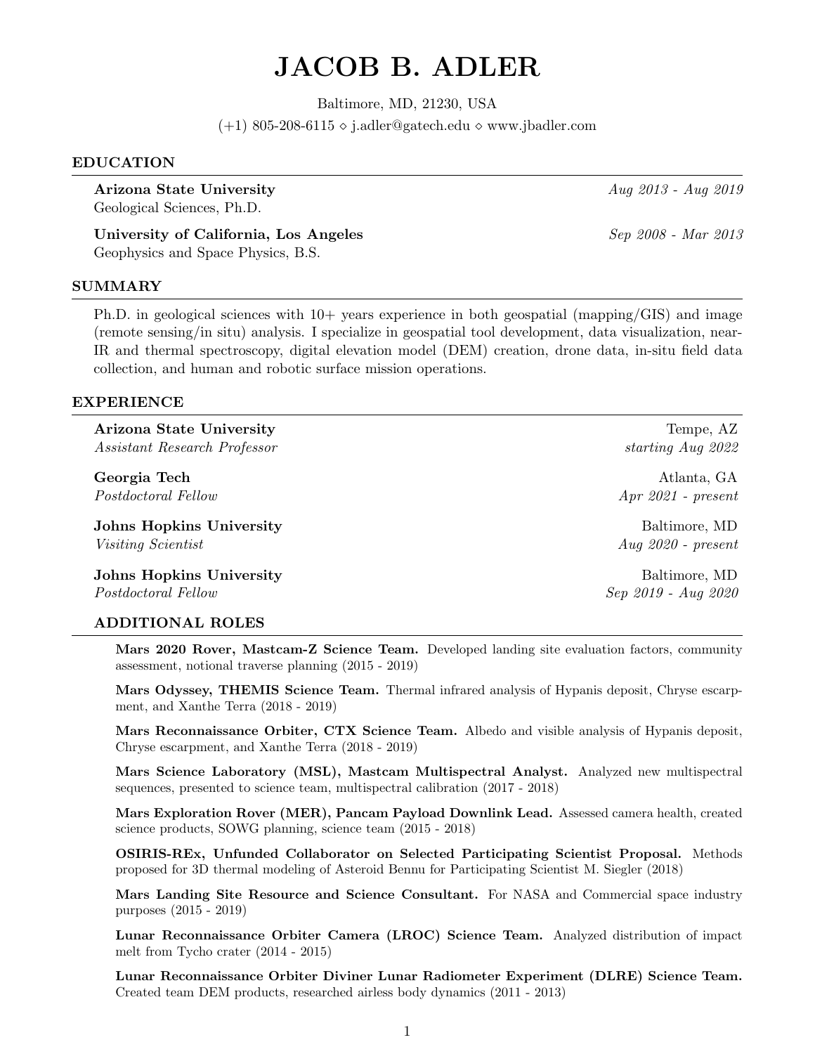# JACOB B. ADLER

Baltimore, MD, 21230, USA

(+1) 805-208-6115 ⋄ j.adler@gatech.edu ⋄ www.jbadler.com

## EDUCATION

**Arizona State University** *Aug 2013 - Aug 2019*
Geological Sciences, Ph.D.

**University of California, Los Angeles** *Sep 2008 - Mar 2013*
Geophysics and Space Physics, B.S.

## SUMMARY

Ph.D. in geological sciences with 10+ years experience in both geospatial (mapping/GIS) and image (remote sensing/in situ) analysis. I specialize in geospatial tool development, data visualization, near-IR and thermal spectroscopy, digital elevation model (DEM) creation, drone data, in-situ field data collection, and human and robotic surface mission operations.

## EXPERIENCE

**Arizona State University** — Tempe, AZ
*Assistant Research Professor* — *starting Aug 2022*

**Georgia Tech** — Atlanta, GA
*Postdoctoral Fellow* — *Apr 2021 - present*

**Johns Hopkins University** — Baltimore, MD
*Visiting Scientist* — *Aug 2020 - present*

**Johns Hopkins University** — Baltimore, MD
*Postdoctoral Fellow* — *Sep 2019 - Aug 2020*

## ADDITIONAL ROLES

**Mars 2020 Rover, Mastcam-Z Science Team.** Developed landing site evaluation factors, community assessment, notional traverse planning (2015 - 2019)

**Mars Odyssey, THEMIS Science Team.** Thermal infrared analysis of Hypanis deposit, Chryse escarpment, and Xanthe Terra (2018 - 2019)

**Mars Reconnaissance Orbiter, CTX Science Team.** Albedo and visible analysis of Hypanis deposit, Chryse escarpment, and Xanthe Terra (2018 - 2019)

**Mars Science Laboratory (MSL), Mastcam Multispectral Analyst.** Analyzed new multispectral sequences, presented to science team, multispectral calibration (2017 - 2018)

**Mars Exploration Rover (MER), Pancam Payload Downlink Lead.** Assessed camera health, created science products, SOWG planning, science team (2015 - 2018)

**OSIRIS-REx, Unfunded Collaborator on Selected Participating Scientist Proposal.** Methods proposed for 3D thermal modeling of Asteroid Bennu for Participating Scientist M. Siegler (2018)

**Mars Landing Site Resource and Science Consultant.** For NASA and Commercial space industry purposes (2015 - 2019)

**Lunar Reconnaissance Orbiter Camera (LROC) Science Team.** Analyzed distribution of impact melt from Tycho crater (2014 - 2015)

**Lunar Reconnaissance Orbiter Diviner Lunar Radiometer Experiment (DLRE) Science Team.** Created team DEM products, researched airless body dynamics (2011 - 2013)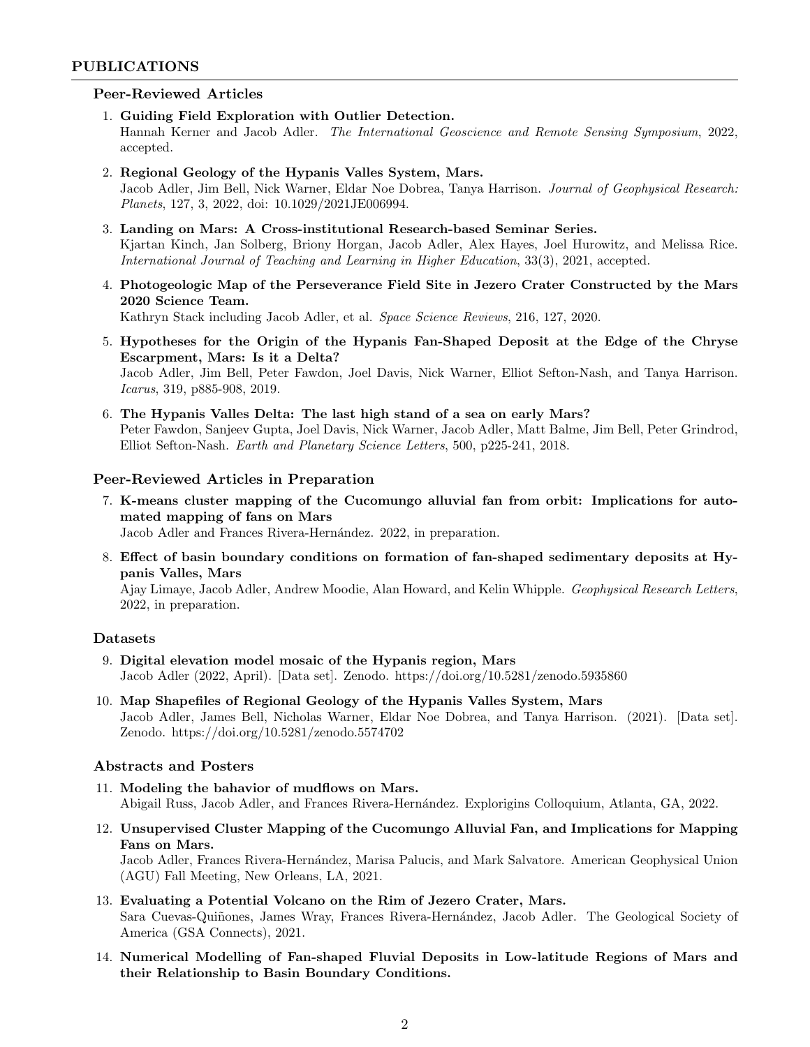## PUBLICATIONS

### Peer-Reviewed Articles

1. **Guiding Field Exploration with Outlier Detection.**
   Hannah Kerner and Jacob Adler. *The International Geoscience and Remote Sensing Symposium*, 2022, accepted.

2. **Regional Geology of the Hypanis Valles System, Mars.**
   Jacob Adler, Jim Bell, Nick Warner, Eldar Noe Dobrea, Tanya Harrison. *Journal of Geophysical Research: Planets*, 127, 3, 2022, doi: 10.1029/2021JE006994.

3. **Landing on Mars: A Cross-institutional Research-based Seminar Series.**
   Kjartan Kinch, Jan Solberg, Briony Horgan, Jacob Adler, Alex Hayes, Joel Hurowitz, and Melissa Rice. *International Journal of Teaching and Learning in Higher Education*, 33(3), 2021, accepted.

4. **Photogeologic Map of the Perseverance Field Site in Jezero Crater Constructed by the Mars 2020 Science Team.**
   Kathryn Stack including Jacob Adler, et al. *Space Science Reviews*, 216, 127, 2020.

5. **Hypotheses for the Origin of the Hypanis Fan-Shaped Deposit at the Edge of the Chryse Escarpment, Mars: Is it a Delta?**
   Jacob Adler, Jim Bell, Peter Fawdon, Joel Davis, Nick Warner, Elliot Sefton-Nash, and Tanya Harrison. *Icarus*, 319, p885-908, 2019.

6. **The Hypanis Valles Delta: The last high stand of a sea on early Mars?**
   Peter Fawdon, Sanjeev Gupta, Joel Davis, Nick Warner, Jacob Adler, Matt Balme, Jim Bell, Peter Grindrod, Elliot Sefton-Nash. *Earth and Planetary Science Letters*, 500, p225-241, 2018.

### Peer-Reviewed Articles in Preparation

7. **K-means cluster mapping of the Cucomungo alluvial fan from orbit: Implications for automated mapping of fans on Mars**
   Jacob Adler and Frances Rivera-Hernández. 2022, in preparation.

8. **Effect of basin boundary conditions on formation of fan-shaped sedimentary deposits at Hypanis Valles, Mars**
   Ajay Limaye, Jacob Adler, Andrew Moodie, Alan Howard, and Kelin Whipple. *Geophysical Research Letters*, 2022, in preparation.

### Datasets

9. **Digital elevation model mosaic of the Hypanis region, Mars**
   Jacob Adler (2022, April). [Data set]. Zenodo. https://doi.org/10.5281/zenodo.5935860

10. **Map Shapefiles of Regional Geology of the Hypanis Valles System, Mars**
    Jacob Adler, James Bell, Nicholas Warner, Eldar Noe Dobrea, and Tanya Harrison. (2021). [Data set]. Zenodo. https://doi.org/10.5281/zenodo.5574702

### Abstracts and Posters

11. **Modeling the bahavior of mudflows on Mars.**
    Abigail Russ, Jacob Adler, and Frances Rivera-Hernández. Explorigins Colloquium, Atlanta, GA, 2022.

12. **Unsupervised Cluster Mapping of the Cucomungo Alluvial Fan, and Implications for Mapping Fans on Mars.**
    Jacob Adler, Frances Rivera-Hernández, Marisa Palucis, and Mark Salvatore. American Geophysical Union (AGU) Fall Meeting, New Orleans, LA, 2021.

13. **Evaluating a Potential Volcano on the Rim of Jezero Crater, Mars.**
    Sara Cuevas-Quiñones, James Wray, Frances Rivera-Hernández, Jacob Adler. The Geological Society of America (GSA Connects), 2021.

14. **Numerical Modelling of Fan-shaped Fluvial Deposits in Low-latitude Regions of Mars and their Relationship to Basin Boundary Conditions.**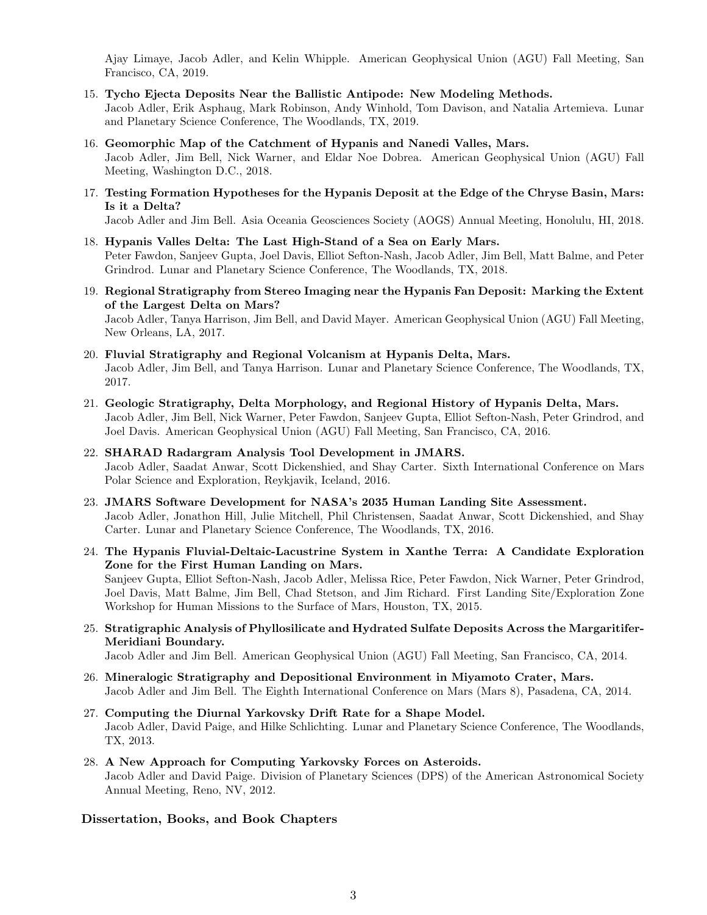Ajay Limaye, Jacob Adler, and Kelin Whipple. American Geophysical Union (AGU) Fall Meeting, San Francisco, CA, 2019.

15. **Tycho Ejecta Deposits Near the Ballistic Antipode: New Modeling Methods.**
    Jacob Adler, Erik Asphaug, Mark Robinson, Andy Winhold, Tom Davison, and Natalia Artemieva. Lunar and Planetary Science Conference, The Woodlands, TX, 2019.

16. **Geomorphic Map of the Catchment of Hypanis and Nanedi Valles, Mars.**
    Jacob Adler, Jim Bell, Nick Warner, and Eldar Noe Dobrea. American Geophysical Union (AGU) Fall Meeting, Washington D.C., 2018.

17. **Testing Formation Hypotheses for the Hypanis Deposit at the Edge of the Chryse Basin, Mars: Is it a Delta?**
    Jacob Adler and Jim Bell. Asia Oceania Geosciences Society (AOGS) Annual Meeting, Honolulu, HI, 2018.

18. **Hypanis Valles Delta: The Last High-Stand of a Sea on Early Mars.**
    Peter Fawdon, Sanjeev Gupta, Joel Davis, Elliot Sefton-Nash, Jacob Adler, Jim Bell, Matt Balme, and Peter Grindrod. Lunar and Planetary Science Conference, The Woodlands, TX, 2018.

19. **Regional Stratigraphy from Stereo Imaging near the Hypanis Fan Deposit: Marking the Extent of the Largest Delta on Mars?**
    Jacob Adler, Tanya Harrison, Jim Bell, and David Mayer. American Geophysical Union (AGU) Fall Meeting, New Orleans, LA, 2017.

20. **Fluvial Stratigraphy and Regional Volcanism at Hypanis Delta, Mars.**
    Jacob Adler, Jim Bell, and Tanya Harrison. Lunar and Planetary Science Conference, The Woodlands, TX, 2017.

21. **Geologic Stratigraphy, Delta Morphology, and Regional History of Hypanis Delta, Mars.**
    Jacob Adler, Jim Bell, Nick Warner, Peter Fawdon, Sanjeev Gupta, Elliot Sefton-Nash, Peter Grindrod, and Joel Davis. American Geophysical Union (AGU) Fall Meeting, San Francisco, CA, 2016.

22. **SHARAD Radargram Analysis Tool Development in JMARS.**
    Jacob Adler, Saadat Anwar, Scott Dickenshied, and Shay Carter. Sixth International Conference on Mars Polar Science and Exploration, Reykjavik, Iceland, 2016.

23. **JMARS Software Development for NASA's 2035 Human Landing Site Assessment.**
    Jacob Adler, Jonathon Hill, Julie Mitchell, Phil Christensen, Saadat Anwar, Scott Dickenshied, and Shay Carter. Lunar and Planetary Science Conference, The Woodlands, TX, 2016.

24. **The Hypanis Fluvial-Deltaic-Lacustrine System in Xanthe Terra: A Candidate Exploration Zone for the First Human Landing on Mars.**
    Sanjeev Gupta, Elliot Sefton-Nash, Jacob Adler, Melissa Rice, Peter Fawdon, Nick Warner, Peter Grindrod, Joel Davis, Matt Balme, Jim Bell, Chad Stetson, and Jim Richard. First Landing Site/Exploration Zone Workshop for Human Missions to the Surface of Mars, Houston, TX, 2015.

25. **Stratigraphic Analysis of Phyllosilicate and Hydrated Sulfate Deposits Across the Margaritifer-Meridiani Boundary.**
    Jacob Adler and Jim Bell. American Geophysical Union (AGU) Fall Meeting, San Francisco, CA, 2014.

26. **Mineralogic Stratigraphy and Depositional Environment in Miyamoto Crater, Mars.**
    Jacob Adler and Jim Bell. The Eighth International Conference on Mars (Mars 8), Pasadena, CA, 2014.

27. **Computing the Diurnal Yarkovsky Drift Rate for a Shape Model.**
    Jacob Adler, David Paige, and Hilke Schlichting. Lunar and Planetary Science Conference, The Woodlands, TX, 2013.

28. **A New Approach for Computing Yarkovsky Forces on Asteroids.**
    Jacob Adler and David Paige. Division of Planetary Sciences (DPS) of the American Astronomical Society Annual Meeting, Reno, NV, 2012.

### Dissertation, Books, and Book Chapters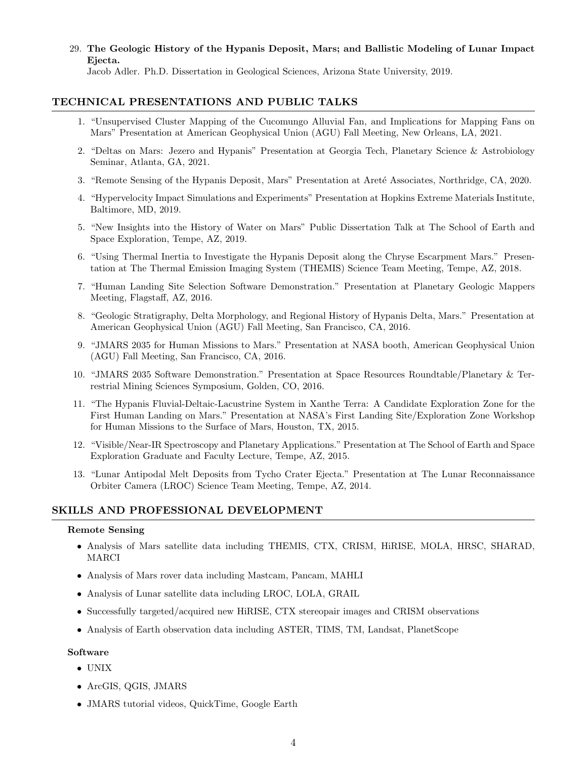29. **The Geologic History of the Hypanis Deposit, Mars; and Ballistic Modeling of Lunar Impact Ejecta.**
    Jacob Adler. Ph.D. Dissertation in Geological Sciences, Arizona State University, 2019.

## TECHNICAL PRESENTATIONS AND PUBLIC TALKS

1. "Unsupervised Cluster Mapping of the Cucomungo Alluvial Fan, and Implications for Mapping Fans on Mars" Presentation at American Geophysical Union (AGU) Fall Meeting, New Orleans, LA, 2021.
2. "Deltas on Mars: Jezero and Hypanis" Presentation at Georgia Tech, Planetary Science & Astrobiology Seminar, Atlanta, GA, 2021.
3. "Remote Sensing of the Hypanis Deposit, Mars" Presentation at Areté Associates, Northridge, CA, 2020.
4. "Hypervelocity Impact Simulations and Experiments" Presentation at Hopkins Extreme Materials Institute, Baltimore, MD, 2019.
5. "New Insights into the History of Water on Mars" Public Dissertation Talk at The School of Earth and Space Exploration, Tempe, AZ, 2019.
6. "Using Thermal Inertia to Investigate the Hypanis Deposit along the Chryse Escarpment Mars." Presentation at The Thermal Emission Imaging System (THEMIS) Science Team Meeting, Tempe, AZ, 2018.
7. "Human Landing Site Selection Software Demonstration." Presentation at Planetary Geologic Mappers Meeting, Flagstaff, AZ, 2016.
8. "Geologic Stratigraphy, Delta Morphology, and Regional History of Hypanis Delta, Mars." Presentation at American Geophysical Union (AGU) Fall Meeting, San Francisco, CA, 2016.
9. "JMARS 2035 for Human Missions to Mars." Presentation at NASA booth, American Geophysical Union (AGU) Fall Meeting, San Francisco, CA, 2016.
10. "JMARS 2035 Software Demonstration." Presentation at Space Resources Roundtable/Planetary & Terrestrial Mining Sciences Symposium, Golden, CO, 2016.
11. "The Hypanis Fluvial-Deltaic-Lacustrine System in Xanthe Terra: A Candidate Exploration Zone for the First Human Landing on Mars." Presentation at NASA's First Landing Site/Exploration Zone Workshop for Human Missions to the Surface of Mars, Houston, TX, 2015.
12. "Visible/Near-IR Spectroscopy and Planetary Applications." Presentation at The School of Earth and Space Exploration Graduate and Faculty Lecture, Tempe, AZ, 2015.
13. "Lunar Antipodal Melt Deposits from Tycho Crater Ejecta." Presentation at The Lunar Reconnaissance Orbiter Camera (LROC) Science Team Meeting, Tempe, AZ, 2014.

## SKILLS AND PROFESSIONAL DEVELOPMENT

### Remote Sensing

- Analysis of Mars satellite data including THEMIS, CTX, CRISM, HiRISE, MOLA, HRSC, SHARAD, MARCI
- Analysis of Mars rover data including Mastcam, Pancam, MAHLI
- Analysis of Lunar satellite data including LROC, LOLA, GRAIL
- Successfully targeted/acquired new HiRISE, CTX stereopair images and CRISM observations
- Analysis of Earth observation data including ASTER, TIMS, TM, Landsat, PlanetScope

### Software

- UNIX
- ArcGIS, QGIS, JMARS
- JMARS tutorial videos, QuickTime, Google Earth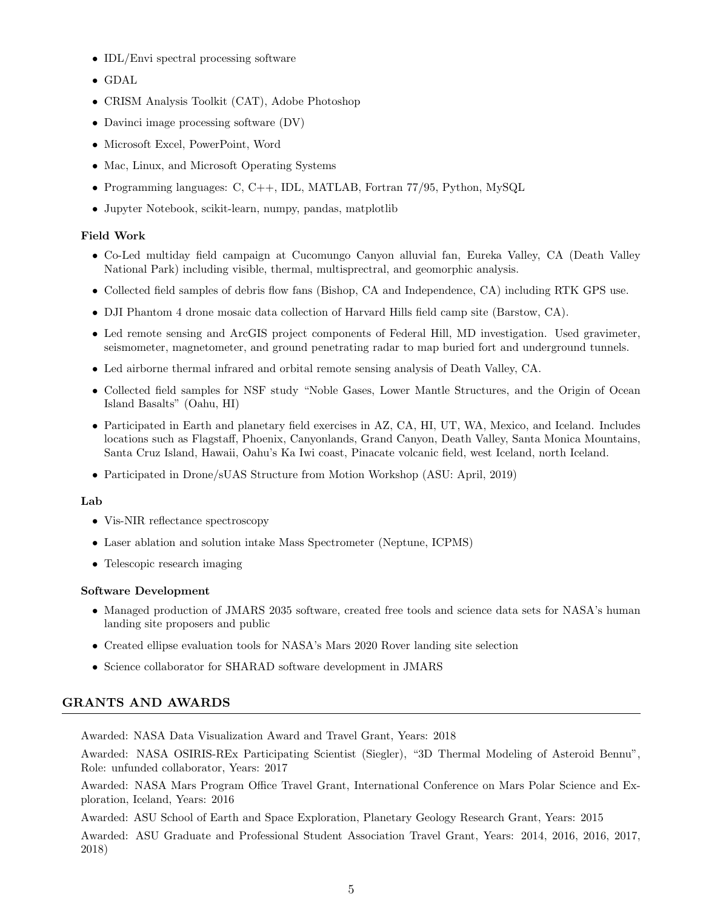- IDL/Envi spectral processing software
- GDAL
- CRISM Analysis Toolkit (CAT), Adobe Photoshop
- Davinci image processing software (DV)
- Microsoft Excel, PowerPoint, Word
- Mac, Linux, and Microsoft Operating Systems
- Programming languages: C, C++, IDL, MATLAB, Fortran 77/95, Python, MySQL
- Jupyter Notebook, scikit-learn, numpy, pandas, matplotlib

**Field Work**

- Co-Led multiday field campaign at Cucomungo Canyon alluvial fan, Eureka Valley, CA (Death Valley National Park) including visible, thermal, multisprectral, and geomorphic analysis.
- Collected field samples of debris flow fans (Bishop, CA and Independence, CA) including RTK GPS use.
- DJI Phantom 4 drone mosaic data collection of Harvard Hills field camp site (Barstow, CA).
- Led remote sensing and ArcGIS project components of Federal Hill, MD investigation. Used gravimeter, seismometer, magnetometer, and ground penetrating radar to map buried fort and underground tunnels.
- Led airborne thermal infrared and orbital remote sensing analysis of Death Valley, CA.
- Collected field samples for NSF study "Noble Gases, Lower Mantle Structures, and the Origin of Ocean Island Basalts" (Oahu, HI)
- Participated in Earth and planetary field exercises in AZ, CA, HI, UT, WA, Mexico, and Iceland. Includes locations such as Flagstaff, Phoenix, Canyonlands, Grand Canyon, Death Valley, Santa Monica Mountains, Santa Cruz Island, Hawaii, Oahu's Ka Iwi coast, Pinacate volcanic field, west Iceland, north Iceland.
- Participated in Drone/sUAS Structure from Motion Workshop (ASU: April, 2019)

**Lab**

- Vis-NIR reflectance spectroscopy
- Laser ablation and solution intake Mass Spectrometer (Neptune, ICPMS)
- Telescopic research imaging

**Software Development**

- Managed production of JMARS 2035 software, created free tools and science data sets for NASA's human landing site proposers and public
- Created ellipse evaluation tools for NASA's Mars 2020 Rover landing site selection
- Science collaborator for SHARAD software development in JMARS

## GRANTS AND AWARDS

Awarded: NASA Data Visualization Award and Travel Grant, Years: 2018

Awarded: NASA OSIRIS-REx Participating Scientist (Siegler), "3D Thermal Modeling of Asteroid Bennu", Role: unfunded collaborator, Years: 2017

Awarded: NASA Mars Program Office Travel Grant, International Conference on Mars Polar Science and Exploration, Iceland, Years: 2016

Awarded: ASU School of Earth and Space Exploration, Planetary Geology Research Grant, Years: 2015

Awarded: ASU Graduate and Professional Student Association Travel Grant, Years: 2014, 2016, 2016, 2017, 2018)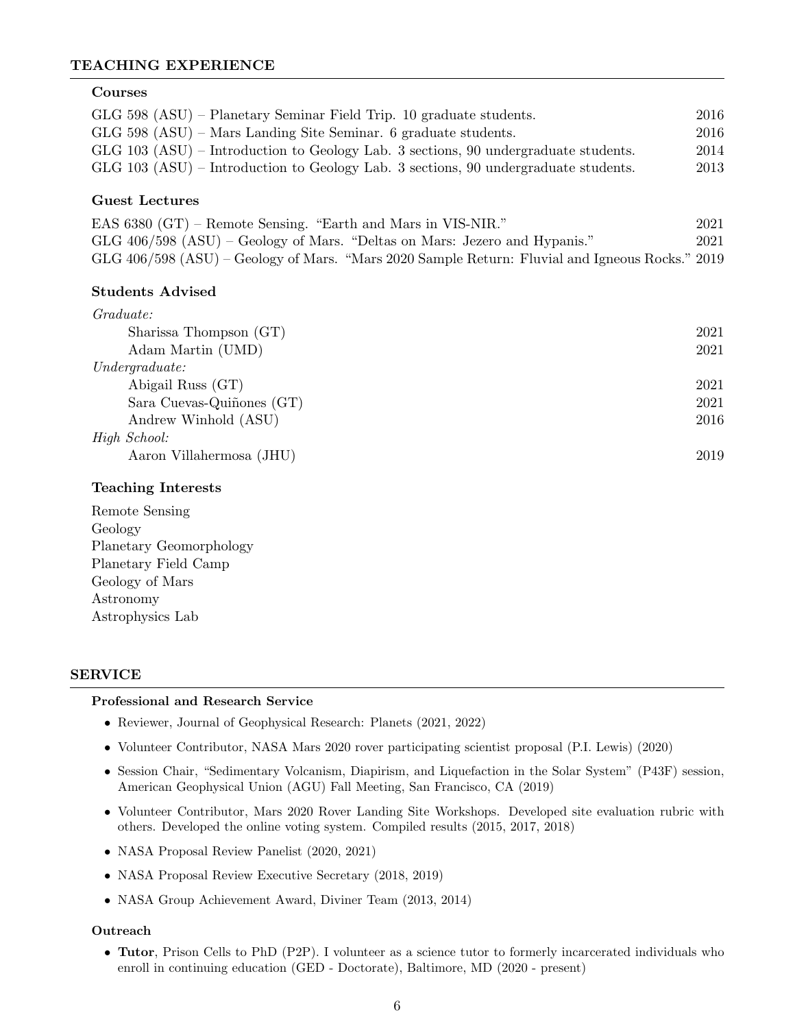## TEACHING EXPERIENCE

### Courses

GLG 598 (ASU) – Planetary Seminar Field Trip. 10 graduate students. 2016
GLG 598 (ASU) – Mars Landing Site Seminar. 6 graduate students. 2016
GLG 103 (ASU) – Introduction to Geology Lab. 3 sections, 90 undergraduate students. 2014
GLG 103 (ASU) – Introduction to Geology Lab. 3 sections, 90 undergraduate students. 2013

### Guest Lectures

EAS 6380 (GT) – Remote Sensing. "Earth and Mars in VIS-NIR." 2021
GLG 406/598 (ASU) – Geology of Mars. "Deltas on Mars: Jezero and Hypanis." 2021
GLG 406/598 (ASU) – Geology of Mars. "Mars 2020 Sample Return: Fluvial and Igneous Rocks." 2019

### Students Advised

*Graduate:*

- Sharissa Thompson (GT) 2021
- Adam Martin (UMD) 2021

*Undergraduate:*

- Abigail Russ (GT) 2021
- Sara Cuevas-Quiñones (GT) 2021
- Andrew Winhold (ASU) 2016

*High School:*

- Aaron Villahermosa (JHU) 2019

### Teaching Interests

Remote Sensing
Geology
Planetary Geomorphology
Planetary Field Camp
Geology of Mars
Astronomy
Astrophysics Lab

## SERVICE

### Professional and Research Service

- Reviewer, Journal of Geophysical Research: Planets (2021, 2022)
- Volunteer Contributor, NASA Mars 2020 rover participating scientist proposal (P.I. Lewis) (2020)
- Session Chair, "Sedimentary Volcanism, Diapirism, and Liquefaction in the Solar System" (P43F) session, American Geophysical Union (AGU) Fall Meeting, San Francisco, CA (2019)
- Volunteer Contributor, Mars 2020 Rover Landing Site Workshops. Developed site evaluation rubric with others. Developed the online voting system. Compiled results (2015, 2017, 2018)
- NASA Proposal Review Panelist (2020, 2021)
- NASA Proposal Review Executive Secretary (2018, 2019)
- NASA Group Achievement Award, Diviner Team (2013, 2014)

### Outreach

- **Tutor**, Prison Cells to PhD (P2P). I volunteer as a science tutor to formerly incarcerated individuals who enroll in continuing education (GED - Doctorate), Baltimore, MD (2020 - present)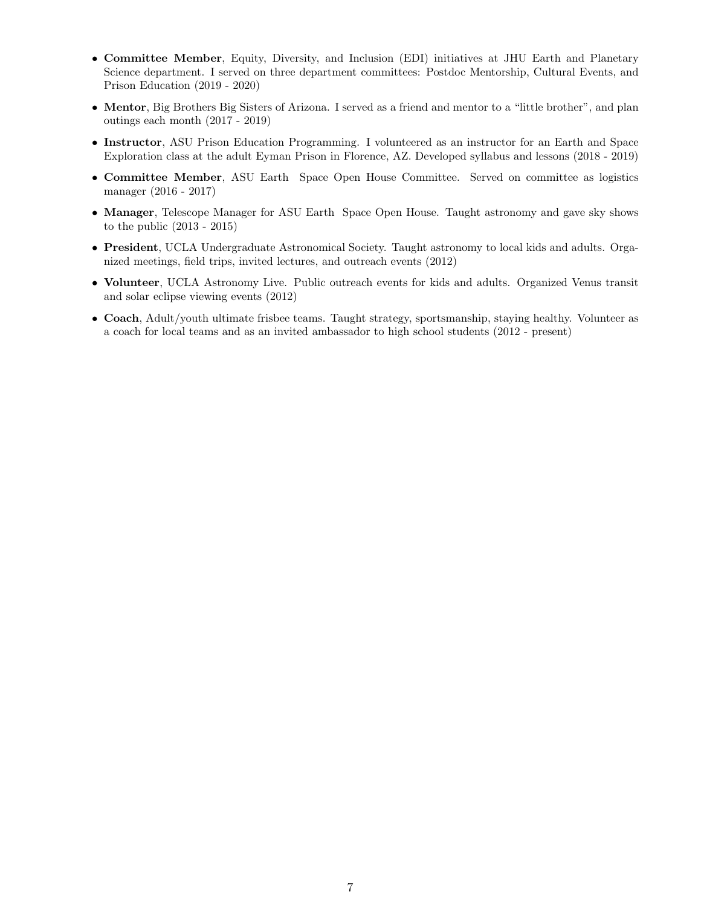- **Committee Member**, Equity, Diversity, and Inclusion (EDI) initiatives at JHU Earth and Planetary Science department. I served on three department committees: Postdoc Mentorship, Cultural Events, and Prison Education (2019 - 2020)
- **Mentor**, Big Brothers Big Sisters of Arizona. I served as a friend and mentor to a "little brother", and plan outings each month (2017 - 2019)
- **Instructor**, ASU Prison Education Programming. I volunteered as an instructor for an Earth and Space Exploration class at the adult Eyman Prison in Florence, AZ. Developed syllabus and lessons (2018 - 2019)
- **Committee Member**, ASU Earth  Space Open House Committee. Served on committee as logistics manager (2016 - 2017)
- **Manager**, Telescope Manager for ASU Earth  Space Open House. Taught astronomy and gave sky shows to the public (2013 - 2015)
- **President**, UCLA Undergraduate Astronomical Society. Taught astronomy to local kids and adults. Organized meetings, field trips, invited lectures, and outreach events (2012)
- **Volunteer**, UCLA Astronomy Live. Public outreach events for kids and adults. Organized Venus transit and solar eclipse viewing events (2012)
- **Coach**, Adult/youth ultimate frisbee teams. Taught strategy, sportsmanship, staying healthy. Volunteer as a coach for local teams and as an invited ambassador to high school students (2012 - present)